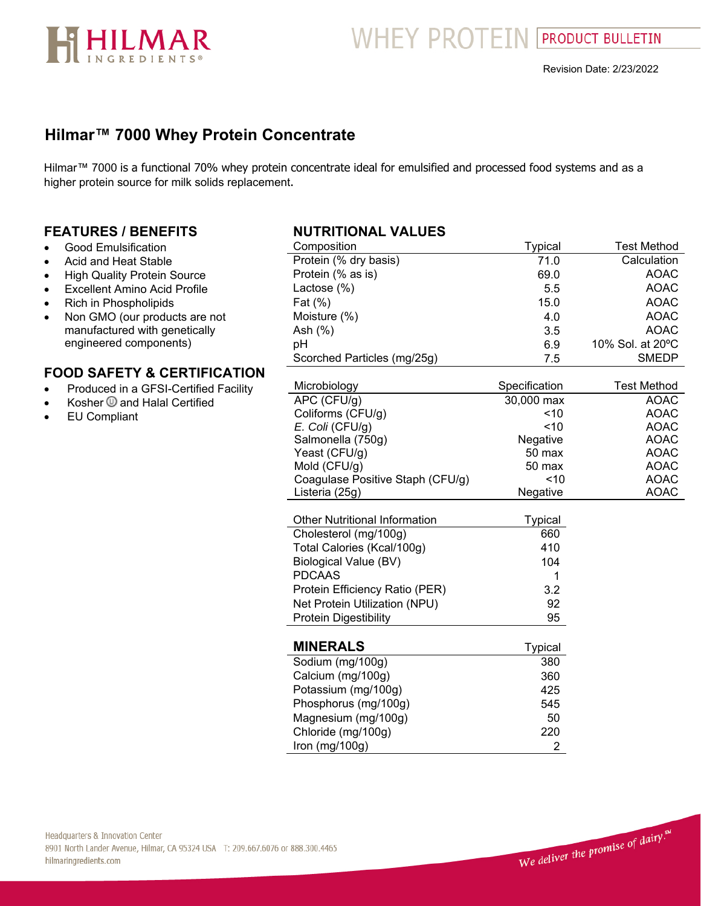WHEY PROTEIN | PRODUCT BULLETIN

Revision Date: 2/23/2022

# Hilmar™ 7000 Whey Protein Concentrate

Hilmar™ 7000 is a functional 70% whey protein concentrate ideal for emulsified and processed food systems and as a higher protein source for milk solids replacement.

## FEATURES / BENEFITS

- Good Emulsification
- Acid and Heat Stable
- High Quality Protein Source
- Excellent Amino Acid Profile
- Rich in Phospholipids
- Non GMO (our products are not manufactured with genetically engineered components)

## FOOD SAFETY & CERTIFICATION

- Produced in a GFSI-Certified Facility
- Kosher Ⓤ and Halal Certified
- EU Compliant

## NUTRITIONAL VALUES

| Composition | Typical | Test Method |
|---|---|---|
| Protein (% dry basis) | 71.0 | Calculation |
| Protein (% as is) | 69.0 | AOAC |
| Lactose (%) | 5.5 | AOAC |
| Fat (%) | 15.0 | AOAC |
| Moisture (%) | 4.0 | AOAC |
| Ash (%) | 3.5 | AOAC |
| pH | 6.9 | 10% Sol. at 20ºC |
| Scorched Particles (mg/25g) | 7.5 | SMEDP |

| Microbiology | Specification | Test Method |
|---|---|---|
| APC (CFU/g) | 30,000 max | AOAC |
| Coliforms (CFU/g) | <10 | AOAC |
| *E. Coli* (CFU/g) | <10 | AOAC |
| Salmonella (750g) | Negative | AOAC |
| Yeast (CFU/g) | 50 max | AOAC |
| Mold (CFU/g) | 50 max | AOAC |
| Coagulase Positive Staph (CFU/g) | <10 | AOAC |
| Listeria (25g) | Negative | AOAC |

| Other Nutritional Information | Typical |
|---|---|
| Cholesterol (mg/100g) | 660 |
| Total Calories (Kcal/100g) | 410 |
| Biological Value (BV) | 104 |
| PDCAAS | 1 |
| Protein Efficiency Ratio (PER) | 3.2 |
| Net Protein Utilization (NPU) | 92 |
| Protein Digestibility | 95 |

## MINERALS

| Minerals | Typical |
|---|---|
| Sodium (mg/100g) | 380 |
| Calcium (mg/100g) | 360 |
| Potassium (mg/100g) | 425 |
| Phosphorus (mg/100g) | 545 |
| Magnesium (mg/100g) | 50 |
| Chloride (mg/100g) | 220 |
| Iron (mg/100g) | 2 |

Headquarters & Innovation Center
8901 North Lander Avenue, Hilmar, CA 95324 USA T: 209.667.6076 or 888.300.4465
hilmaringredients.com

We deliver the promise of dairy.℠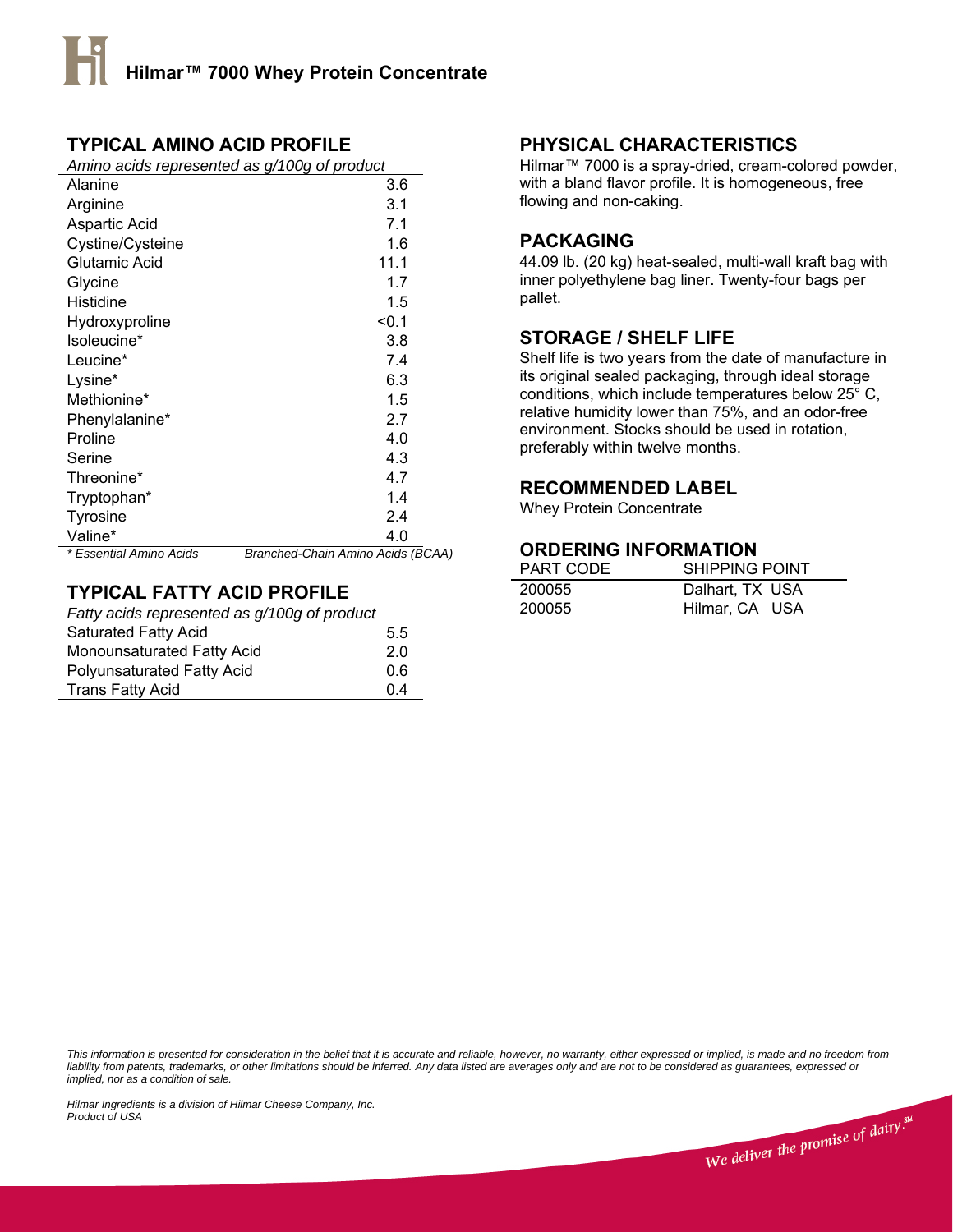# Hilmar™ 7000 Whey Protein Concentrate

## TYPICAL AMINO ACID PROFILE

| *Amino acids represented as g/100g of product* | |
|---|---|
| Alanine | 3.6 |
| Arginine | 3.1 |
| Aspartic Acid | 7.1 |
| Cystine/Cysteine | 1.6 |
| Glutamic Acid | 11.1 |
| Glycine | 1.7 |
| Histidine | 1.5 |
| Hydroxyproline | <0.1 |
| Isoleucine* | 3.8 |
| Leucine* | 7.4 |
| Lysine* | 6.3 |
| Methionine* | 1.5 |
| Phenylalanine* | 2.7 |
| Proline | 4.0 |
| Serine | 4.3 |
| Threonine* | 4.7 |
| Tryptophan* | 1.4 |
| Tyrosine | 2.4 |
| Valine* | 4.0 |

*\* Essential Amino Acids     Branched-Chain Amino Acids (BCAA)*

## TYPICAL FATTY ACID PROFILE

| *Fatty acids represented as g/100g of product* | |
|---|---|
| Saturated Fatty Acid | 5.5 |
| Monounsaturated Fatty Acid | 2.0 |
| Polyunsaturated Fatty Acid | 0.6 |
| Trans Fatty Acid | 0.4 |

## PHYSICAL CHARACTERISTICS

Hilmar™ 7000 is a spray-dried, cream-colored powder, with a bland flavor profile. It is homogeneous, free flowing and non-caking.

## PACKAGING

44.09 lb. (20 kg) heat-sealed, multi-wall kraft bag with inner polyethylene bag liner. Twenty-four bags per pallet.

## STORAGE / SHELF LIFE

Shelf life is two years from the date of manufacture in its original sealed packaging, through ideal storage conditions, which include temperatures below 25° C, relative humidity lower than 75%, and an odor-free environment. Stocks should be used in rotation, preferably within twelve months.

## RECOMMENDED LABEL

Whey Protein Concentrate

## ORDERING INFORMATION

| PART CODE | SHIPPING POINT |
|---|---|
| 200055 | Dalhart, TX USA |
| 200055 | Hilmar, CA USA |

*This information is presented for consideration in the belief that it is accurate and reliable, however, no warranty, either expressed or implied, is made and no freedom from liability from patents, trademarks, or other limitations should be inferred. Any data listed are averages only and are not to be considered as guarantees, expressed or implied, nor as a condition of sale.*

*Hilmar Ingredients is a division of Hilmar Cheese Company, Inc.*
*Product of USA*

We deliver the promise of dairy.℠